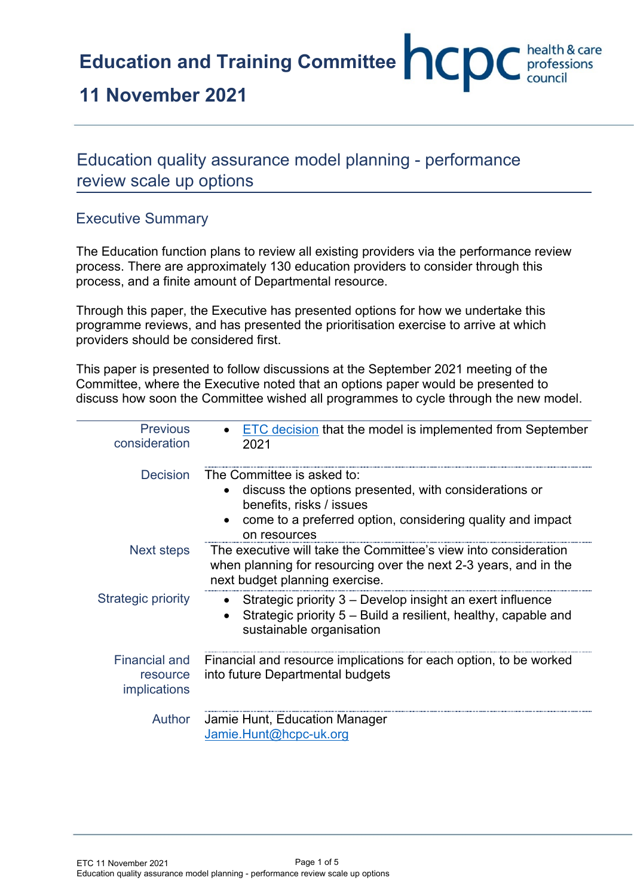# Education and Training Committee

## 11 November 2021

## Education quality assurance model planning - performance review scale up options

### Executive Summary

The Education function plans to review all existing providers via the performance review process. There are approximately 130 education providers to consider through this process, and a finite amount of Departmental resource.

Through this paper, the Executive has presented options for how we undertake this programme reviews, and has presented the prioritisation exercise to arrive at which providers should be considered first.

This paper is presented to follow discussions at the September 2021 meeting of the Committee, where the Executive noted that an options paper would be presented to discuss how soon the Committee wished all programmes to cycle through the new model.

| | |
|---|---|
| Previous consideration | • ETC decision that the model is implemented from September 2021 |
| Decision | The Committee is asked to:<br>• discuss the options presented, with considerations or benefits, risks / issues<br>• come to a preferred option, considering quality and impact on resources |
| Next steps | The executive will take the Committee's view into consideration when planning for resourcing over the next 2-3 years, and in the next budget planning exercise. |
| Strategic priority | • Strategic priority 3 – Develop insight an exert influence<br>• Strategic priority 5 – Build a resilient, healthy, capable and sustainable organisation |
| Financial and resource implications | Financial and resource implications for each option, to be worked into future Departmental budgets |
| Author | Jamie Hunt, Education Manager<br>Jamie.Hunt@hcpc-uk.org |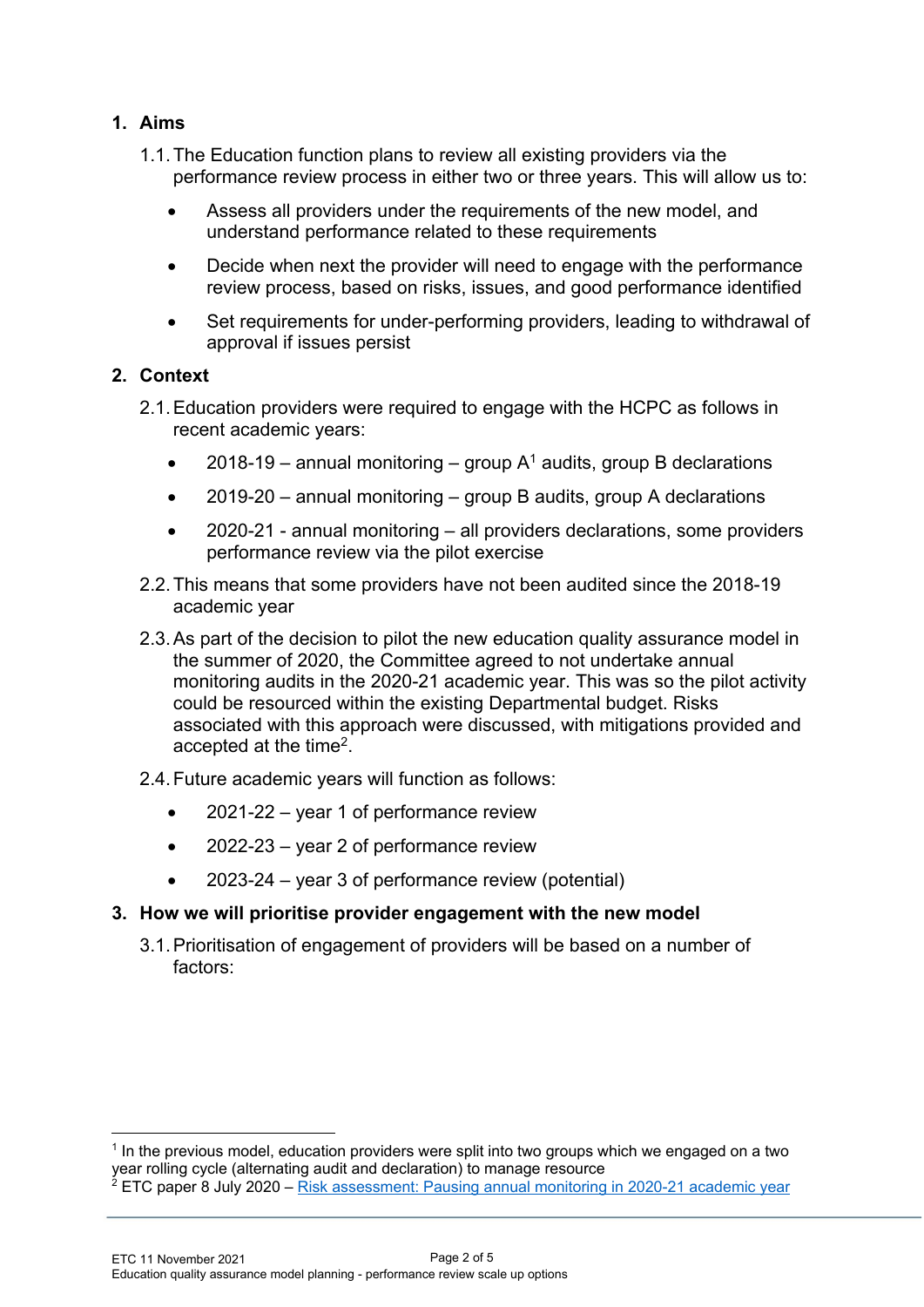## 1. Aims

1.1. The Education function plans to review all existing providers via the performance review process in either two or three years. This will allow us to:

- Assess all providers under the requirements of the new model, and understand performance related to these requirements
- Decide when next the provider will need to engage with the performance review process, based on risks, issues, and good performance identified
- Set requirements for under-performing providers, leading to withdrawal of approval if issues persist

## 2. Context

2.1. Education providers were required to engage with the HCPC as follows in recent academic years:

- 2018-19 – annual monitoring – group A[1] audits, group B declarations
- 2019-20 – annual monitoring – group B audits, group A declarations
- 2020-21 - annual monitoring – all providers declarations, some providers performance review via the pilot exercise

2.2. This means that some providers have not been audited since the 2018-19 academic year

2.3. As part of the decision to pilot the new education quality assurance model in the summer of 2020, the Committee agreed to not undertake annual monitoring audits in the 2020-21 academic year. This was so the pilot activity could be resourced within the existing Departmental budget. Risks associated with this approach were discussed, with mitigations provided and accepted at the time[2].

2.4. Future academic years will function as follows:

- 2021-22 – year 1 of performance review
- 2022-23 – year 2 of performance review
- 2023-24 – year 3 of performance review (potential)

## 3. How we will prioritise provider engagement with the new model

3.1. Prioritisation of engagement of providers will be based on a number of factors:

---

[1] In the previous model, education providers were split into two groups which we engaged on a two year rolling cycle (alternating audit and declaration) to manage resource

[2] ETC paper 8 July 2020 – [Risk assessment: Pausing annual monitoring in 2020-21 academic year]()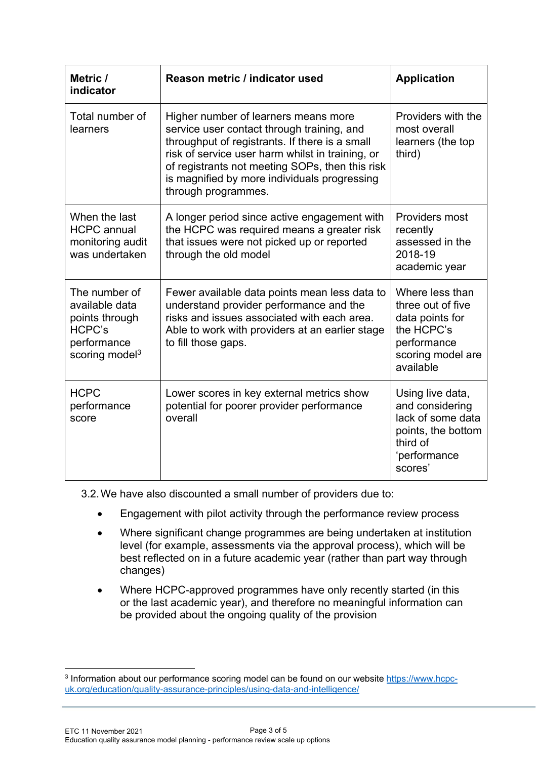| Metric / indicator | Reason metric / indicator used | Application |
|---|---|---|
| Total number of learners | Higher number of learners means more service user contact through training, and throughput of registrants. If there is a small risk of service user harm whilst in training, or of registrants not meeting SOPs, then this risk is magnified by more individuals progressing through programmes. | Providers with the most overall learners (the top third) |
| When the last HCPC annual monitoring audit was undertaken | A longer period since active engagement with the HCPC was required means a greater risk that issues were not picked up or reported through the old model | Providers most recently assessed in the 2018-19 academic year |
| The number of available data points through HCPC's performance scoring model[3] | Fewer available data points mean less data to understand provider performance and the risks and issues associated with each area. Able to work with providers at an earlier stage to fill those gaps. | Where less than three out of five data points for the HCPC's performance scoring model are available |
| HCPC performance score | Lower scores in key external metrics show potential for poorer provider performance overall | Using live data, and considering lack of some data points, the bottom third of 'performance scores' |

3.2. We have also discounted a small number of providers due to:

- Engagement with pilot activity through the performance review process
- Where significant change programmes are being undertaken at institution level (for example, assessments via the approval process), which will be best reflected on in a future academic year (rather than part way through changes)
- Where HCPC-approved programmes have only recently started (in this or the last academic year), and therefore no meaningful information can be provided about the ongoing quality of the provision

[3] Information about our performance scoring model can be found on our website https://www.hcpc-uk.org/education/quality-assurance-principles/using-data-and-intelligence/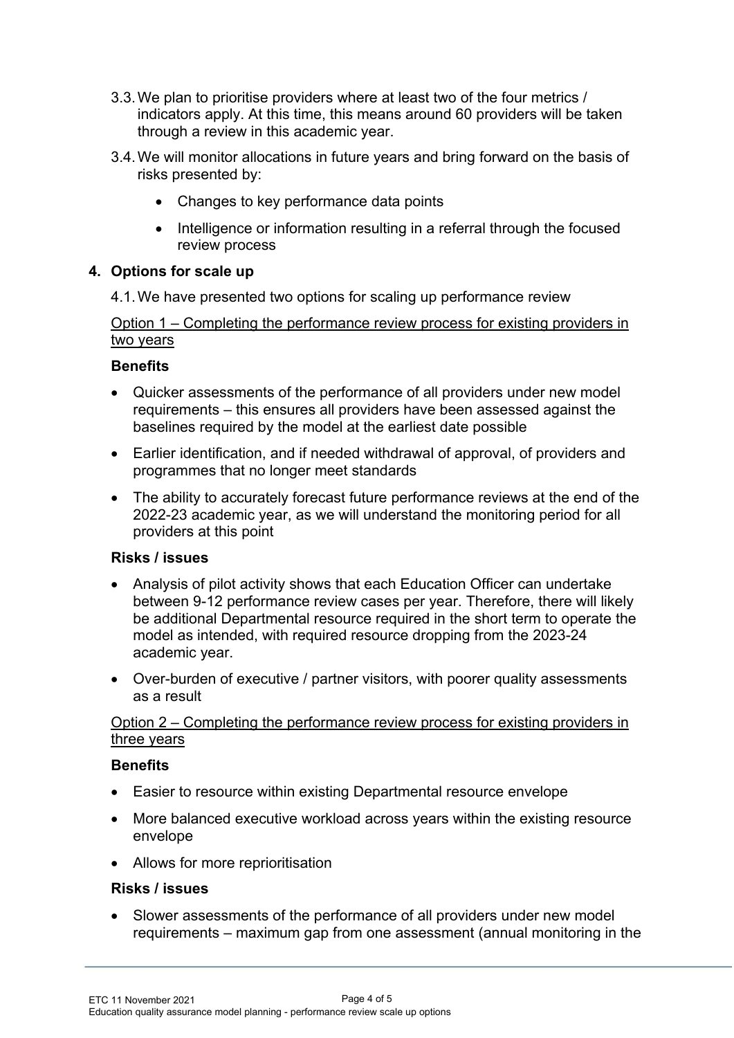3.3. We plan to prioritise providers where at least two of the four metrics / indicators apply. At this time, this means around 60 providers will be taken through a review in this academic year.

3.4. We will monitor allocations in future years and bring forward on the basis of risks presented by:

- Changes to key performance data points
- Intelligence or information resulting in a referral through the focused review process

## 4. Options for scale up

4.1. We have presented two options for scaling up performance review

<u>Option 1 – Completing the performance review process for existing providers in two years</u>

**Benefits**

- Quicker assessments of the performance of all providers under new model requirements – this ensures all providers have been assessed against the baselines required by the model at the earliest date possible
- Earlier identification, and if needed withdrawal of approval, of providers and programmes that no longer meet standards
- The ability to accurately forecast future performance reviews at the end of the 2022-23 academic year, as we will understand the monitoring period for all providers at this point

**Risks / issues**

- Analysis of pilot activity shows that each Education Officer can undertake between 9-12 performance review cases per year. Therefore, there will likely be additional Departmental resource required in the short term to operate the model as intended, with required resource dropping from the 2023-24 academic year.
- Over-burden of executive / partner visitors, with poorer quality assessments as a result

<u>Option 2 – Completing the performance review process for existing providers in three years</u>

**Benefits**

- Easier to resource within existing Departmental resource envelope
- More balanced executive workload across years within the existing resource envelope
- Allows for more reprioritisation

**Risks / issues**

- Slower assessments of the performance of all providers under new model requirements – maximum gap from one assessment (annual monitoring in the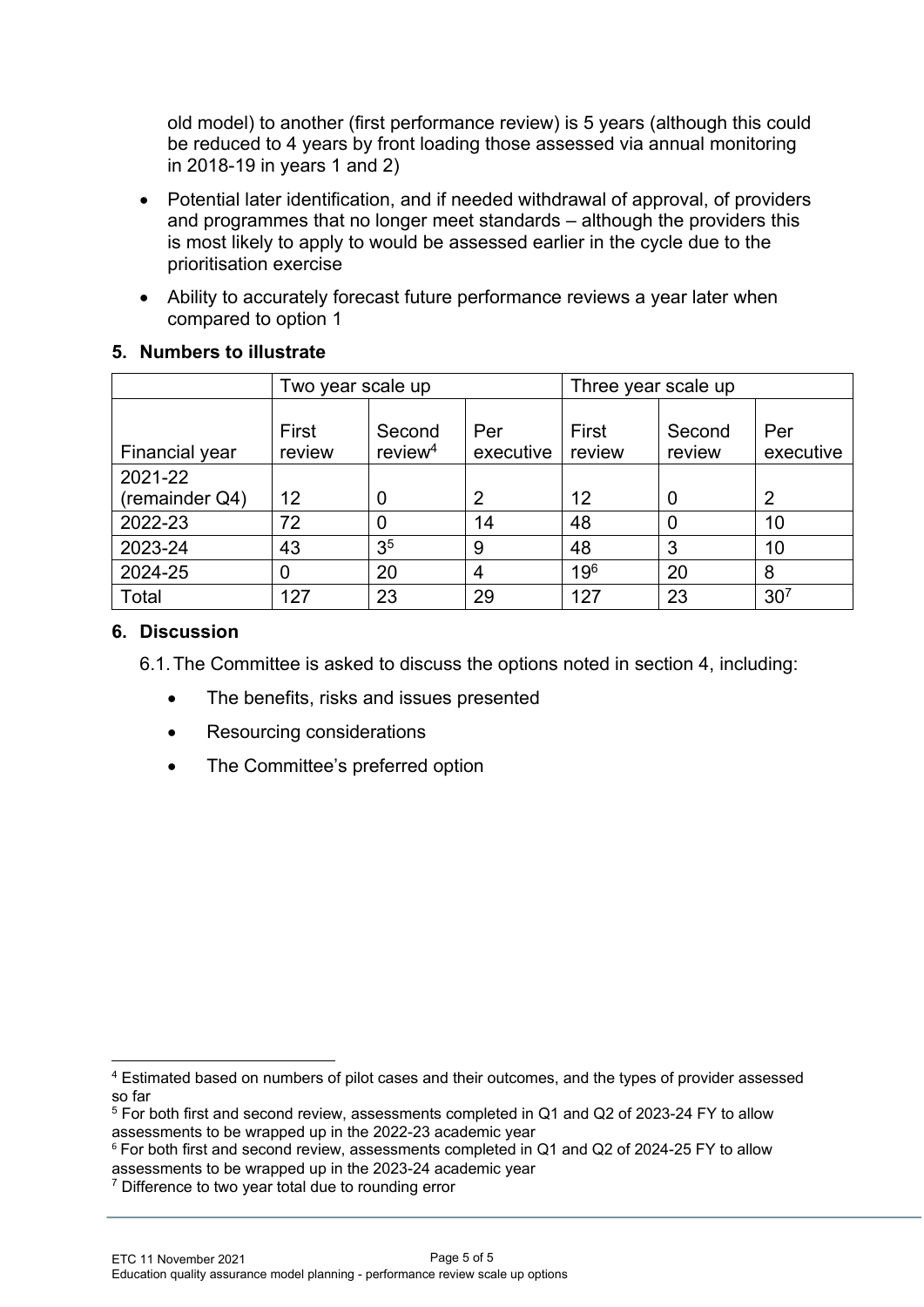old model) to another (first performance review) is 5 years (although this could be reduced to 4 years by front loading those assessed via annual monitoring in 2018-19 in years 1 and 2)

- Potential later identification, and if needed withdrawal of approval, of providers and programmes that no longer meet standards – although the providers this is most likely to apply to would be assessed earlier in the cycle due to the prioritisation exercise
- Ability to accurately forecast future performance reviews a year later when compared to option 1

## 5. Numbers to illustrate

| | Two year scale up | | | Three year scale up | | |
|---|---|---|---|---|---|---|
| Financial year | First review | Second review[4] | Per executive | First review | Second review | Per executive |
| 2021-22 (remainder Q4) | 12 | 0 | 2 | 12 | 0 | 2 |
| 2022-23 | 72 | 0 | 14 | 48 | 0 | 10 |
| 2023-24 | 43 | 3[5] | 9 | 48 | 3 | 10 |
| 2024-25 | 0 | 20 | 4 | 19[6] | 20 | 8 |
| Total | 127 | 23 | 29 | 127 | 23 | 30[7] |

## 6. Discussion

6.1. The Committee is asked to discuss the options noted in section 4, including:

- The benefits, risks and issues presented
- Resourcing considerations
- The Committee's preferred option

---

[4] Estimated based on numbers of pilot cases and their outcomes, and the types of provider assessed so far

[5] For both first and second review, assessments completed in Q1 and Q2 of 2023-24 FY to allow assessments to be wrapped up in the 2022-23 academic year

[6] For both first and second review, assessments completed in Q1 and Q2 of 2024-25 FY to allow assessments to be wrapped up in the 2023-24 academic year

[7] Difference to two year total due to rounding error